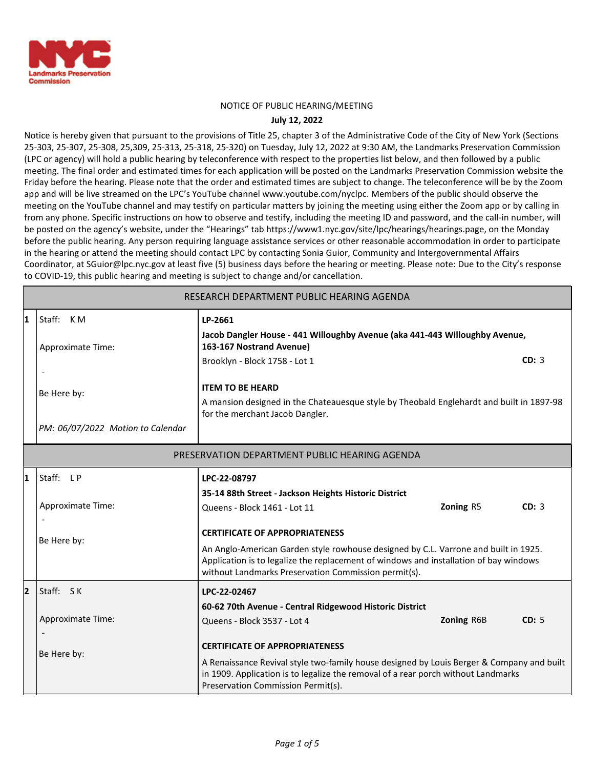NYC Landmarks Preservation Commission

NOTICE OF PUBLIC HEARING/MEETING

**July 12, 2022**

Notice is hereby given that pursuant to the provisions of Title 25, chapter 3 of the Administrative Code of the City of New York (Sections 25-303, 25-307, 25-308, 25,309, 25-313, 25-318, 25-320) on Tuesday, July 12, 2022 at 9:30 AM, the Landmarks Preservation Commission (LPC or agency) will hold a public hearing by teleconference with respect to the properties list below, and then followed by a public meeting. The final order and estimated times for each application will be posted on the Landmarks Preservation Commission website the Friday before the hearing. Please note that the order and estimated times are subject to change. The teleconference will be by the Zoom app and will be live streamed on the LPC's YouTube channel www.youtube.com/nyclpc. Members of the public should observe the meeting on the YouTube channel and may testify on particular matters by joining the meeting using either the Zoom app or by calling in from any phone. Specific instructions on how to observe and testify, including the meeting ID and password, and the call-in number, will be posted on the agency's website, under the "Hearings" tab https://www1.nyc.gov/site/lpc/hearings/hearings.page, on the Monday before the public hearing. Any person requiring language assistance services or other reasonable accommodation in order to participate in the hearing or attend the meeting should contact LPC by contacting Sonia Guior, Community and Intergovernmental Affairs Coordinator, at SGuior@lpc.nyc.gov at least five (5) business days before the hearing or meeting. Please note: Due to the City's response to COVID-19, this public hearing and meeting is subject to change and/or cancellation.

## RESEARCH DEPARTMENT PUBLIC HEARING AGENDA

| # | Staff / Time | Item |
|---|---|---|
| 1 | Staff: K M<br><br>Approximate Time:<br>-<br><br>Be Here by:<br><br>*PM: 06/07/2022 Motion to Calendar* | **LP-2661**<br>**Jacob Dangler House - 441 Willoughby Avenue (aka 441-443 Willoughby Avenue, 163-167 Nostrand Avenue)**<br>Brooklyn - Block 1758 - Lot 1 **CD:** 3<br><br>**ITEM TO BE HEARD**<br>A mansion designed in the Chateauesque style by Theobald Englehardt and built in 1897-98 for the merchant Jacob Dangler. |

## PRESERVATION DEPARTMENT PUBLIC HEARING AGENDA

| # | Staff / Time | Item |
|---|---|---|
| 1 | Staff: L P<br><br>Approximate Time:<br>-<br><br>Be Here by: | **LPC-22-08797**<br>**35-14 88th Street - Jackson Heights Historic District**<br>Queens - Block 1461 - Lot 11 **Zoning** R5 **CD:** 3<br><br>**CERTIFICATE OF APPROPRIATENESS**<br>An Anglo-American Garden style rowhouse designed by C.L. Varrone and built in 1925. Application is to legalize the replacement of windows and installation of bay windows without Landmarks Preservation Commission permit(s). |
| 2 | Staff: S K<br><br>Approximate Time:<br>-<br><br>Be Here by: | **LPC-22-02467**<br>**60-62 70th Avenue - Central Ridgewood Historic District**<br>Queens - Block 3537 - Lot 4 **Zoning** R6B **CD:** 5<br><br>**CERTIFICATE OF APPROPRIATENESS**<br>A Renaissance Revival style two-family house designed by Louis Berger & Company and built in 1909. Application is to legalize the removal of a rear porch without Landmarks Preservation Commission Permit(s). |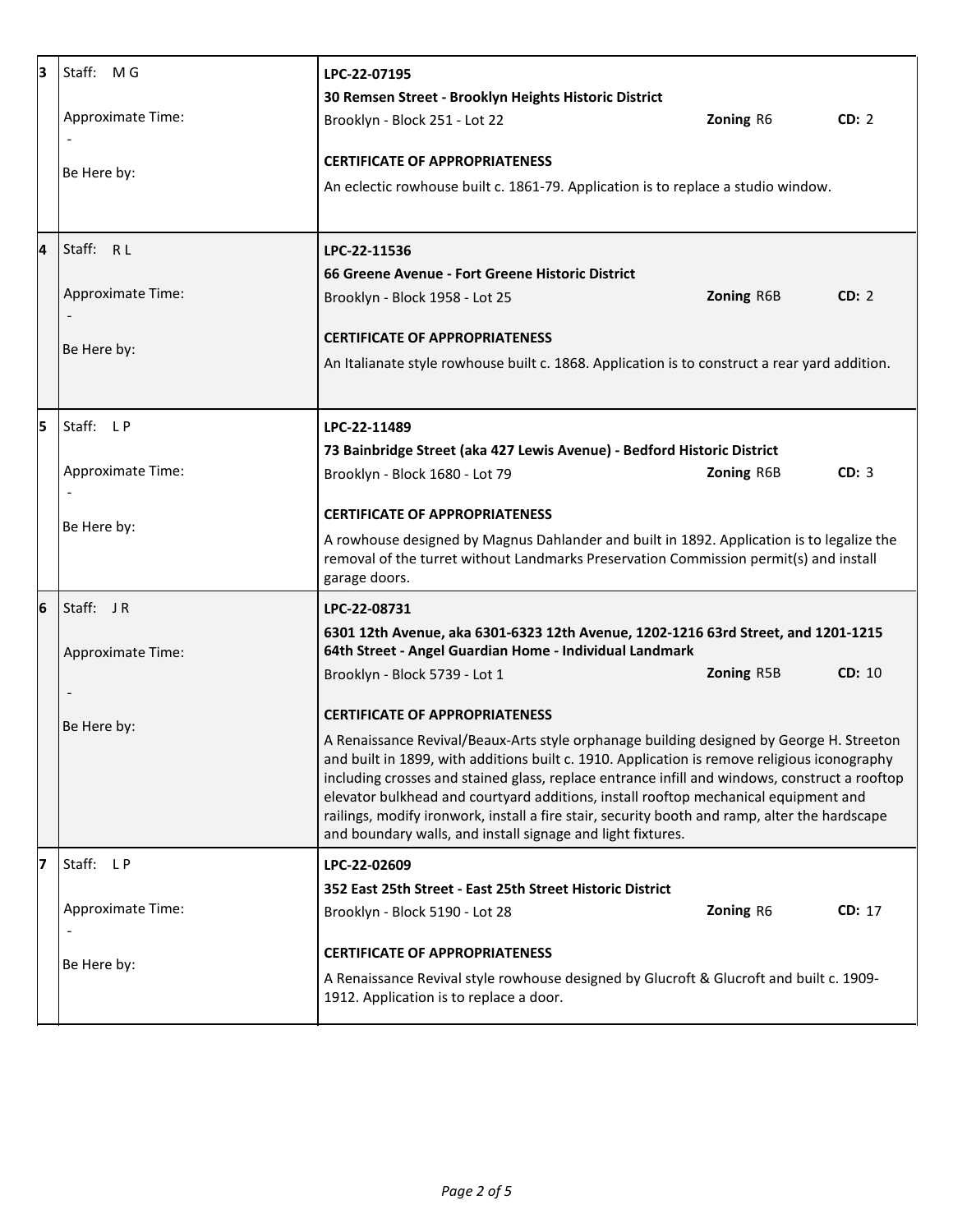| # | Staff / Time | Application |
|---|---|---|
| 3 | Staff: M G<br><br>Approximate Time:<br>-<br><br>Be Here by: | **LPC-22-07195**<br>**30 Remsen Street - Brooklyn Heights Historic District**<br>Brooklyn - Block 251 - Lot 22 **Zoning** R6 **CD:** 2<br><br>**CERTIFICATE OF APPROPRIATENESS**<br>An eclectic rowhouse built c. 1861-79. Application is to replace a studio window. |
| 4 | Staff: R L<br><br>Approximate Time:<br>-<br><br>Be Here by: | **LPC-22-11536**<br>**66 Greene Avenue - Fort Greene Historic District**<br>Brooklyn - Block 1958 - Lot 25 **Zoning** R6B **CD:** 2<br><br>**CERTIFICATE OF APPROPRIATENESS**<br>An Italianate style rowhouse built c. 1868. Application is to construct a rear yard addition. |
| 5 | Staff: L P<br><br>Approximate Time:<br>-<br><br>Be Here by: | **LPC-22-11489**<br>**73 Bainbridge Street (aka 427 Lewis Avenue) - Bedford Historic District**<br>Brooklyn - Block 1680 - Lot 79 **Zoning** R6B **CD:** 3<br><br>**CERTIFICATE OF APPROPRIATENESS**<br>A rowhouse designed by Magnus Dahlander and built in 1892. Application is to legalize the removal of the turret without Landmarks Preservation Commission permit(s) and install garage doors. |
| 6 | Staff: J R<br><br>Approximate Time:<br>-<br><br>Be Here by: | **LPC-22-08731**<br>**6301 12th Avenue, aka 6301-6323 12th Avenue, 1202-1216 63rd Street, and 1201-1215 64th Street - Angel Guardian Home - Individual Landmark**<br>Brooklyn - Block 5739 - Lot 1 **Zoning** R5B **CD:** 10<br><br>**CERTIFICATE OF APPROPRIATENESS**<br>A Renaissance Revival/Beaux-Arts style orphanage building designed by George H. Streeton and built in 1899, with additions built c. 1910. Application is remove religious iconography including crosses and stained glass, replace entrance infill and windows, construct a rooftop elevator bulkhead and courtyard additions, install rooftop mechanical equipment and railings, modify ironwork, install a fire stair, security booth and ramp, alter the hardscape and boundary walls, and install signage and light fixtures. |
| 7 | Staff: L P<br><br>Approximate Time:<br>-<br><br>Be Here by: | **LPC-22-02609**<br>**352 East 25th Street - East 25th Street Historic District**<br>Brooklyn - Block 5190 - Lot 28 **Zoning** R6 **CD:** 17<br><br>**CERTIFICATE OF APPROPRIATENESS**<br>A Renaissance Revival style rowhouse designed by Glucroft & Glucroft and built c. 1909-1912. Application is to replace a door. |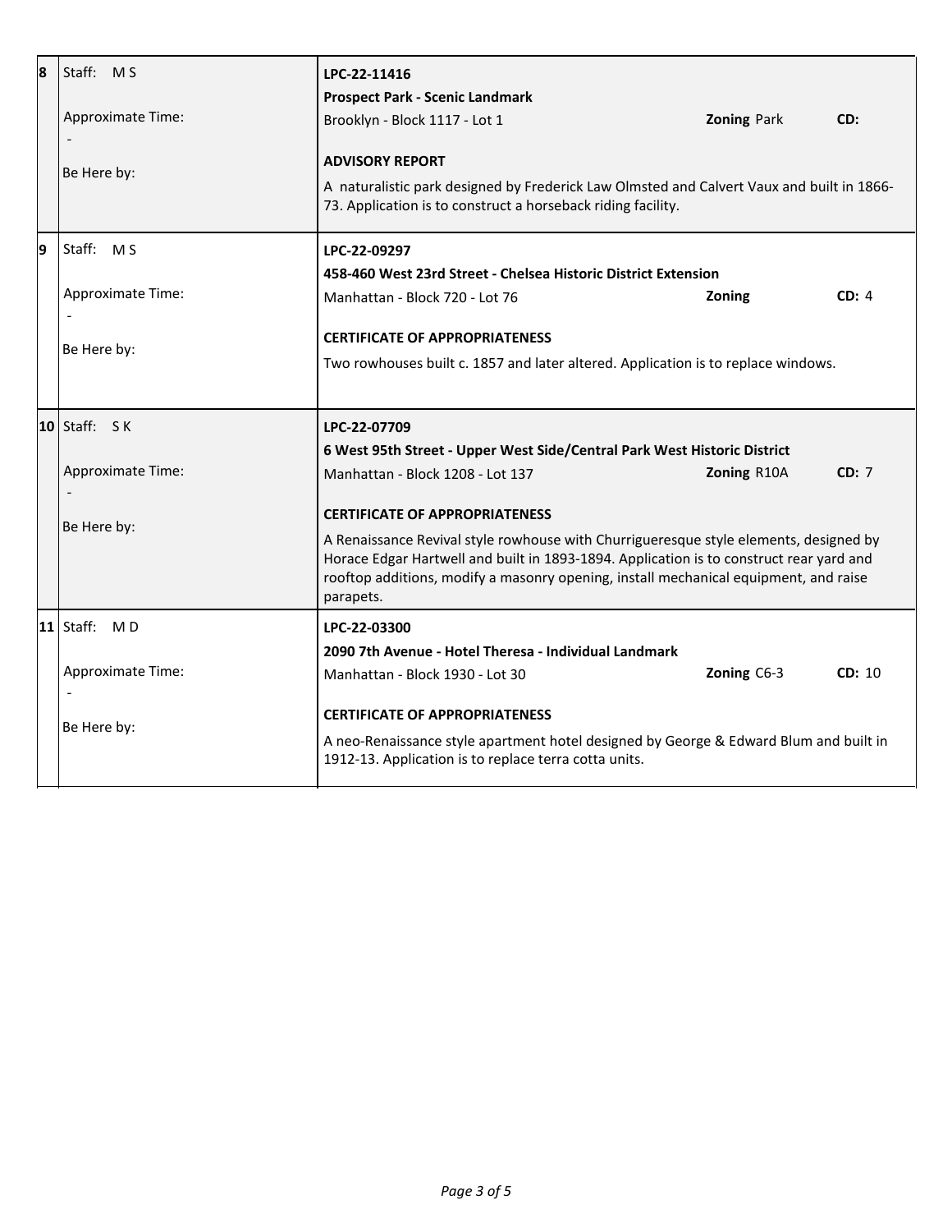| # | Staff / Time | Application |
|---|---|---|
| 8 | Staff: M S<br><br>Approximate Time:<br>-<br><br>Be Here by: | **LPC-22-11416**<br>**Prospect Park - Scenic Landmark**<br>Brooklyn - Block 1117 - Lot 1 &nbsp;&nbsp; **Zoning** Park &nbsp;&nbsp; **CD:**<br><br>**ADVISORY REPORT**<br>A naturalistic park designed by Frederick Law Olmsted and Calvert Vaux and built in 1866-73. Application is to construct a horseback riding facility. |
| 9 | Staff: M S<br><br>Approximate Time:<br>-<br><br>Be Here by: | **LPC-22-09297**<br>**458-460 West 23rd Street - Chelsea Historic District Extension**<br>Manhattan - Block 720 - Lot 76 &nbsp;&nbsp; **Zoning** &nbsp;&nbsp; **CD:** 4<br><br>**CERTIFICATE OF APPROPRIATENESS**<br>Two rowhouses built c. 1857 and later altered. Application is to replace windows. |
| 10 | Staff: S K<br><br>Approximate Time:<br>-<br><br>Be Here by: | **LPC-22-07709**<br>**6 West 95th Street - Upper West Side/Central Park West Historic District**<br>Manhattan - Block 1208 - Lot 137 &nbsp;&nbsp; **Zoning** R10A &nbsp;&nbsp; **CD:** 7<br><br>**CERTIFICATE OF APPROPRIATENESS**<br>A Renaissance Revival style rowhouse with Churrigueresque style elements, designed by Horace Edgar Hartwell and built in 1893-1894. Application is to construct rear yard and rooftop additions, modify a masonry opening, install mechanical equipment, and raise parapets. |
| 11 | Staff: M D<br><br>Approximate Time:<br>-<br><br>Be Here by: | **LPC-22-03300**<br>**2090 7th Avenue - Hotel Theresa - Individual Landmark**<br>Manhattan - Block 1930 - Lot 30 &nbsp;&nbsp; **Zoning** C6-3 &nbsp;&nbsp; **CD:** 10<br><br>**CERTIFICATE OF APPROPRIATENESS**<br>A neo-Renaissance style apartment hotel designed by George & Edward Blum and built in 1912-13. Application is to replace terra cotta units. |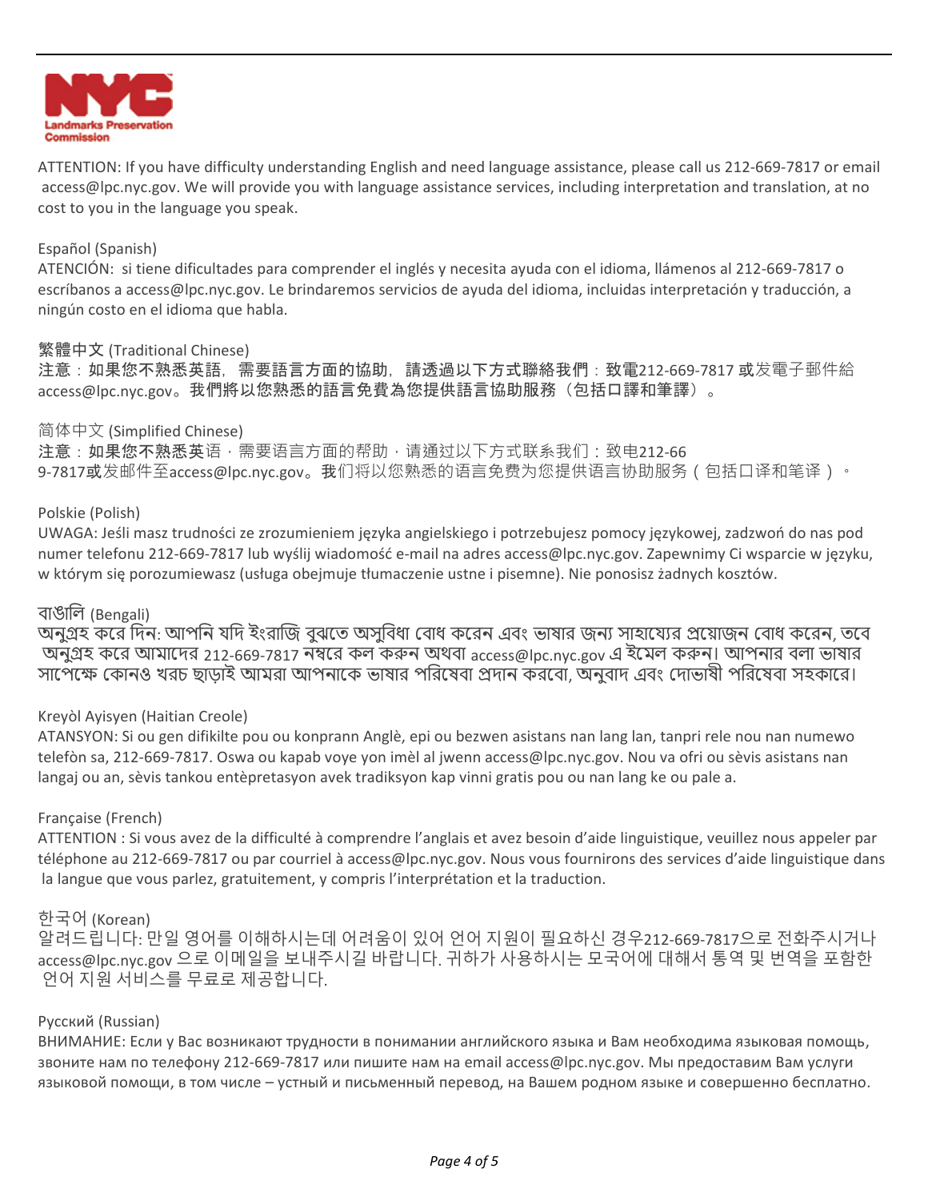NYC Landmarks Preservation Commission

ATTENTION: If you have difficulty understanding English and need language assistance, please call us 212-669-7817 or email access@lpc.nyc.gov. We will provide you with language assistance services, including interpretation and translation, at no cost to you in the language you speak.

Español (Spanish)
ATENCIÓN: si tiene dificultades para comprender el inglés y necesita ayuda con el idioma, llámenos al 212-669-7817 o escríbanos a access@lpc.nyc.gov. Le brindaremos servicios de ayuda del idioma, incluidas interpretación y traducción, a ningún costo en el idioma que habla.

繁體中文 (Traditional Chinese)
注意：如果您不熟悉英語，需要語言方面的協助，請透過以下方式聯絡我們：致電212-669-7817 或发電子郵件給 access@lpc.nyc.gov。我們將以您熟悉的語言免費為您提供語言協助服務（包括口譯和筆譯）。

简体中文 (Simplified Chinese)
注意：如果您不熟悉英语，需要语言方面的帮助，请通过以下方式联系我们：致电212-669-7817或发邮件至access@lpc.nyc.gov。我们将以您熟悉的语言免费为您提供语言协助服务（包括口译和笔译）。

Polskie (Polish)
UWAGA: Jeśli masz trudności ze zrozumieniem języka angielskiego i potrzebujesz pomocy językowej, zadzwoń do nas pod numer telefonu 212-669-7817 lub wyślij wiadomość e-mail na adres access@lpc.nyc.gov. Zapewnimy Ci wsparcie w języku, w którym się porozumiewasz (usługa obejmuje tłumaczenie ustne i pisemne). Nie ponosisz żadnych kosztów.

বাঙালি (Bengali)
অনুগ্রহ করে দিন: আপনি যদি ইংরাজি বুঝতে অসুবিধা বোধ করেন এবং ভাষার জন্য সাহায্যের প্রয়োজন বোধ করেন, তবে অনুগ্রহ করে আমাদের 212-669-7817 নম্বরে কল করুন অথবা access@lpc.nyc.gov এ ইমেল করুন। আপনার বলা ভাষার সাপেক্ষে কোনও খরচ ছাড়াই আমরা আপনাকে ভাষার পরিষেবা প্রদান করবো, অনুবাদ এবং দোভাষী পরিষেবা সহকারে।

Kreyòl Ayisyen (Haitian Creole)
ATANSYON: Si ou gen difikilte pou ou konprann Anglè, epi ou bezwen asistans nan lang lan, tanpri rele nou nan numewo telefòn sa, 212-669-7817. Oswa ou kapab voye yon imèl al jwenn access@lpc.nyc.gov. Nou va ofri ou sèvis asistans nan langaj ou an, sèvis tankou entèpretasyon avek tradiksyon kap vinni gratis pou ou nan lang ke ou pale a.

Française (French)
ATTENTION : Si vous avez de la difficulté à comprendre l'anglais et avez besoin d'aide linguistique, veuillez nous appeler par téléphone au 212-669-7817 ou par courriel à access@lpc.nyc.gov. Nous vous fournirons des services d'aide linguistique dans la langue que vous parlez, gratuitement, y compris l'interprétation et la traduction.

한국어 (Korean)
알려드립니다: 만일 영어를 이해하시는데 어려움이 있어 언어 지원이 필요하신 경우212-669-7817으로 전화주시거나 access@lpc.nyc.gov 으로 이메일을 보내주시길 바랍니다. 귀하가 사용하시는 모국어에 대해서 통역 및 번역을 포함한 언어 지원 서비스를 무료로 제공합니다.

Русский (Russian)
ВНИМАНИЕ: Если у Вас возникают трудности в понимании английского языка и Вам необходима языковая помощь, звоните нам по телефону 212-669-7817 или пишите нам на email access@lpc.nyc.gov. Мы предоставим Вам услуги языковой помощи, в том числе – устный и письменный перевод, на Вашем родном языке и совершенно бесплатно.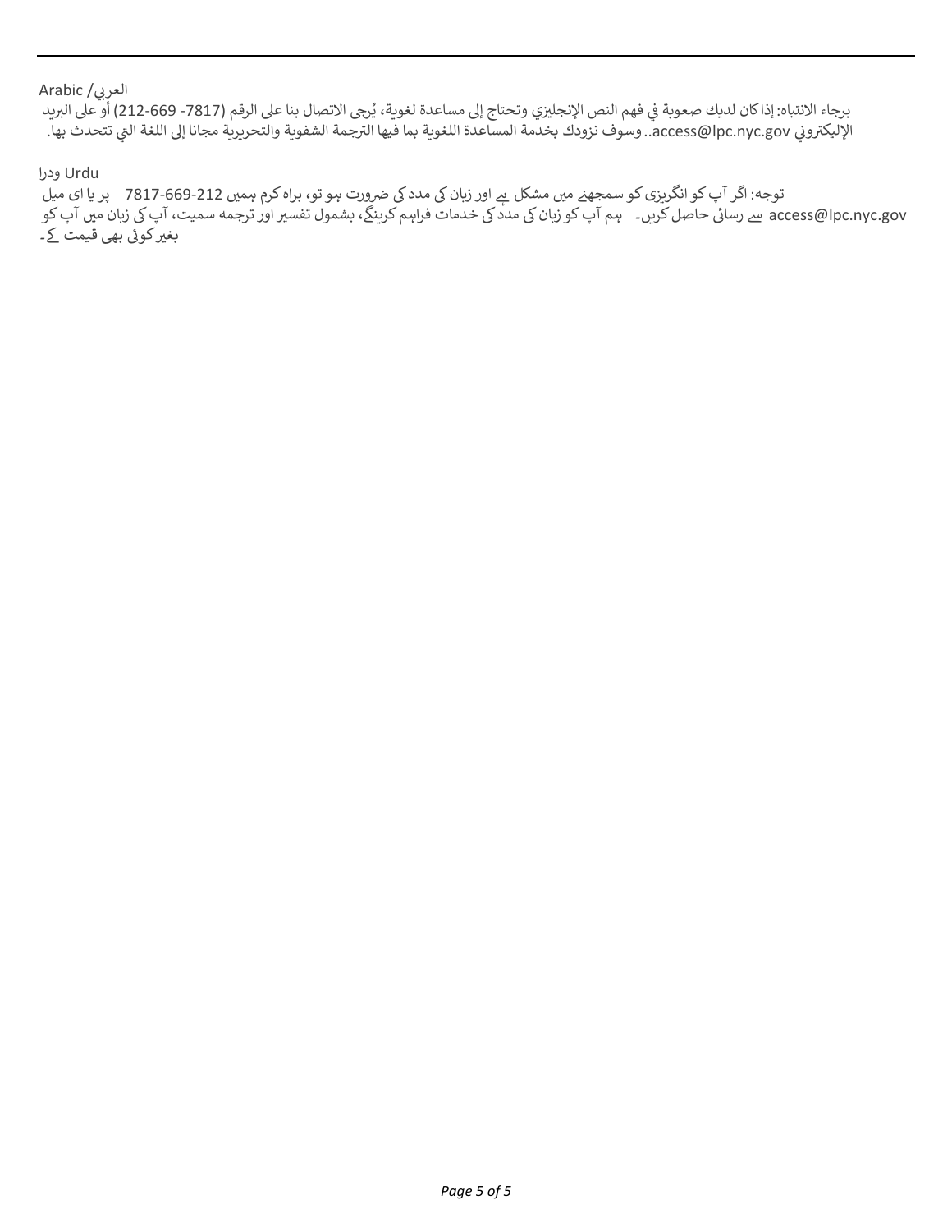Arabic /العربي

برجاء الانتباه: إذا كان لديك صعوبة في فهم النص الإنجليزي وتحتاج إلى مساعدة لغوية، يُرجى الاتصال بنا على الرقم (7817- 669-212) أو على البريد الإليكتروني access@lpc.nyc.gov.. وسوف نزودك بخدمة المساعدة اللغوية بما فيها الترجمة الشفوية والتحريرية مجانا إلى اللغة التي تتحدث بها.

Urdu اردو

توجہ: اگر آپ کو انگریزی کو سمجھنے میں مشکل ہے اور زبان کی مدد کی ضرورت ہو تو، براہ کرم ہمیں 212-669-7817 پر یا ای میل access@lpc.nyc.gov سے رسائی حاصل کریں۔ ہم آپ کو زبان کی مدد کی خدمات فراہم کرینگے، بشمول تفسیر اور ترجمہ سمیت، آپ کی زبان میں آپ کو بغیر کوئی بھی قیمت کے۔